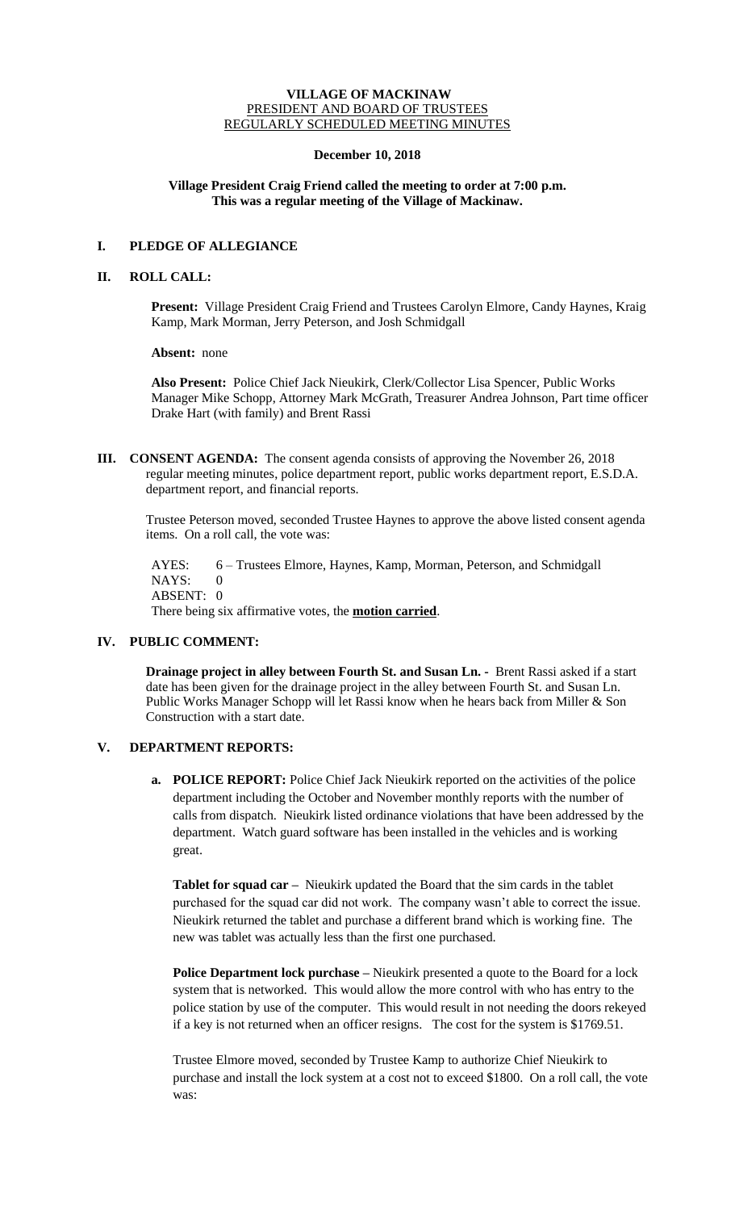**VILLAGE OF MACKINAW**
PRESIDENT AND BOARD OF TRUSTEES
REGULARLY SCHEDULED MEETING MINUTES

**December 10, 2018**

**Village President Craig Friend called the meeting to order at 7:00 p.m.**
**This was a regular meeting of the Village of Mackinaw.**

## I. PLEDGE OF ALLEGIANCE

## II. ROLL CALL:

**Present:** Village President Craig Friend and Trustees Carolyn Elmore, Candy Haynes, Kraig Kamp, Mark Morman, Jerry Peterson, and Josh Schmidgall

**Absent:** none

**Also Present:** Police Chief Jack Nieukirk, Clerk/Collector Lisa Spencer, Public Works Manager Mike Schopp, Attorney Mark McGrath, Treasurer Andrea Johnson, Part time officer Drake Hart (with family) and Brent Rassi

## III. CONSENT AGENDA:

The consent agenda consists of approving the November 26, 2018 regular meeting minutes, police department report, public works department report, E.S.D.A. department report, and financial reports.

Trustee Peterson moved, seconded Trustee Haynes to approve the above listed consent agenda items. On a roll call, the vote was:

AYES: 6 – Trustees Elmore, Haynes, Kamp, Morman, Peterson, and Schmidgall
NAYS: 0
ABSENT: 0
There being six affirmative votes, the **motion carried**.

## IV. PUBLIC COMMENT:

**Drainage project in alley between Fourth St. and Susan Ln. -** Brent Rassi asked if a start date has been given for the drainage project in the alley between Fourth St. and Susan Ln. Public Works Manager Schopp will let Rassi know when he hears back from Miller & Son Construction with a start date.

## V. DEPARTMENT REPORTS:

**a. POLICE REPORT:** Police Chief Jack Nieukirk reported on the activities of the police department including the October and November monthly reports with the number of calls from dispatch. Nieukirk listed ordinance violations that have been addressed by the department. Watch guard software has been installed in the vehicles and is working great.

**Tablet for squad car –** Nieukirk updated the Board that the sim cards in the tablet purchased for the squad car did not work. The company wasn't able to correct the issue. Nieukirk returned the tablet and purchase a different brand which is working fine. The new was tablet was actually less than the first one purchased.

**Police Department lock purchase –** Nieukirk presented a quote to the Board for a lock system that is networked. This would allow the more control with who has entry to the police station by use of the computer. This would result in not needing the doors rekeyed if a key is not returned when an officer resigns. The cost for the system is $1769.51.

Trustee Elmore moved, seconded by Trustee Kamp to authorize Chief Nieukirk to purchase and install the lock system at a cost not to exceed $1800. On a roll call, the vote was: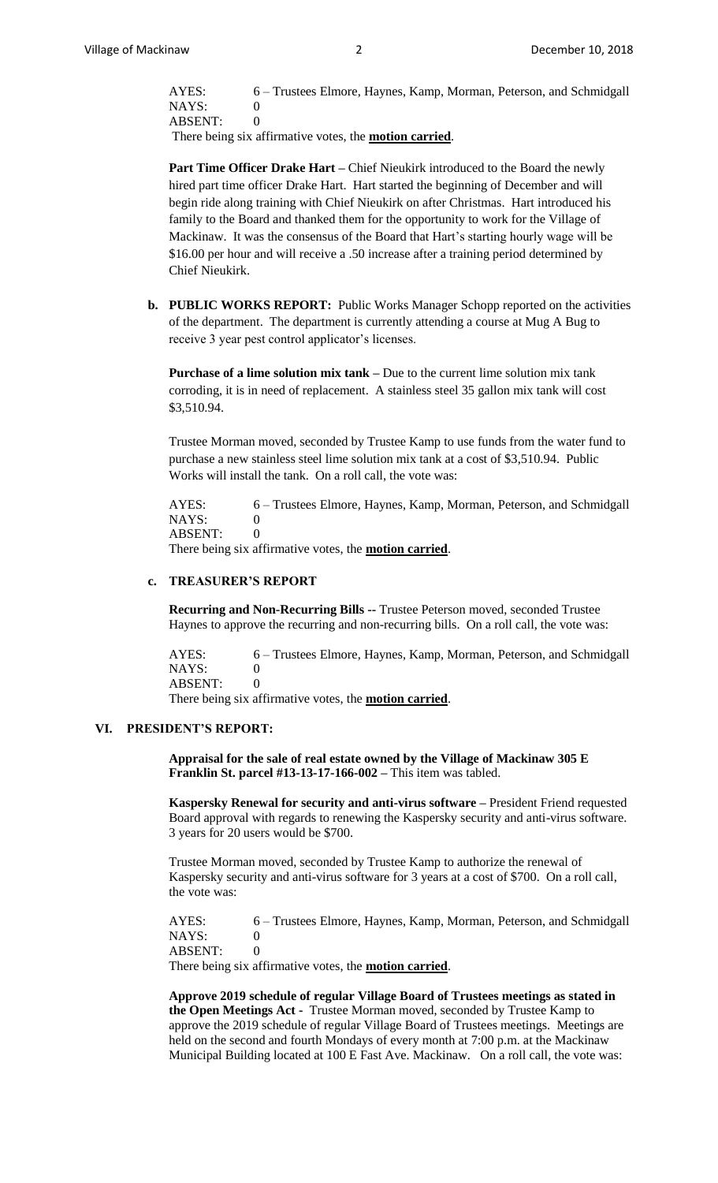AYES: 6 – Trustees Elmore, Haynes, Kamp, Morman, Peterson, and Schmidgall
NAYS: 0
ABSENT: 0
There being six affirmative votes, the **motion carried**.

**Part Time Officer Drake Hart –** Chief Nieukirk introduced to the Board the newly hired part time officer Drake Hart. Hart started the beginning of December and will begin ride along training with Chief Nieukirk on after Christmas. Hart introduced his family to the Board and thanked them for the opportunity to work for the Village of Mackinaw. It was the consensus of the Board that Hart's starting hourly wage will be $16.00 per hour and will receive a .50 increase after a training period determined by Chief Nieukirk.

**b. PUBLIC WORKS REPORT:** Public Works Manager Schopp reported on the activities of the department. The department is currently attending a course at Mug A Bug to receive 3 year pest control applicator's licenses.

**Purchase of a lime solution mix tank –** Due to the current lime solution mix tank corroding, it is in need of replacement. A stainless steel 35 gallon mix tank will cost $3,510.94.

Trustee Morman moved, seconded by Trustee Kamp to use funds from the water fund to purchase a new stainless steel lime solution mix tank at a cost of $3,510.94. Public Works will install the tank. On a roll call, the vote was:

AYES: 6 – Trustees Elmore, Haynes, Kamp, Morman, Peterson, and Schmidgall
NAYS: 0
ABSENT: 0
There being six affirmative votes, the **motion carried**.

**c. TREASURER'S REPORT**

**Recurring and Non-Recurring Bills --** Trustee Peterson moved, seconded Trustee Haynes to approve the recurring and non-recurring bills. On a roll call, the vote was:

AYES: 6 – Trustees Elmore, Haynes, Kamp, Morman, Peterson, and Schmidgall
NAYS: 0
ABSENT: 0
There being six affirmative votes, the **motion carried**.

## VI. PRESIDENT'S REPORT:

**Appraisal for the sale of real estate owned by the Village of Mackinaw 305 E Franklin St. parcel #13-13-17-166-002 –** This item was tabled.

**Kaspersky Renewal for security and anti-virus software –** President Friend requested Board approval with regards to renewing the Kaspersky security and anti-virus software. 3 years for 20 users would be $700.

Trustee Morman moved, seconded by Trustee Kamp to authorize the renewal of Kaspersky security and anti-virus software for 3 years at a cost of $700. On a roll call, the vote was:

AYES: 6 – Trustees Elmore, Haynes, Kamp, Morman, Peterson, and Schmidgall
NAYS: 0
ABSENT: 0
There being six affirmative votes, the **motion carried**.

**Approve 2019 schedule of regular Village Board of Trustees meetings as stated in the Open Meetings Act -** Trustee Morman moved, seconded by Trustee Kamp to approve the 2019 schedule of regular Village Board of Trustees meetings. Meetings are held on the second and fourth Mondays of every month at 7:00 p.m. at the Mackinaw Municipal Building located at 100 E Fast Ave. Mackinaw. On a roll call, the vote was: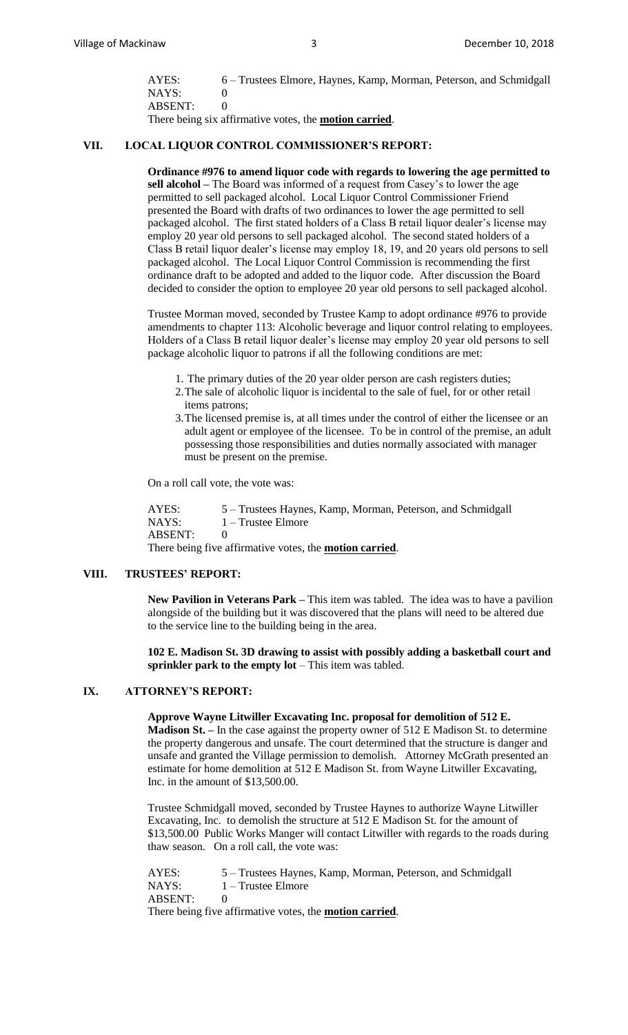AYES: 6 – Trustees Elmore, Haynes, Kamp, Morman, Peterson, and Schmidgall
NAYS: 0
ABSENT: 0
There being six affirmative votes, the **motion carried**.

## VII. LOCAL LIQUOR CONTROL COMMISSIONER'S REPORT:

**Ordinance #976 to amend liquor code with regards to lowering the age permitted to sell alcohol –** The Board was informed of a request from Casey's to lower the age permitted to sell packaged alcohol. Local Liquor Control Commissioner Friend presented the Board with drafts of two ordinances to lower the age permitted to sell packaged alcohol. The first stated holders of a Class B retail liquor dealer's license may employ 20 year old persons to sell packaged alcohol. The second stated holders of a Class B retail liquor dealer's license may employ 18, 19, and 20 years old persons to sell packaged alcohol. The Local Liquor Control Commission is recommending the first ordinance draft to be adopted and added to the liquor code. After discussion the Board decided to consider the option to employee 20 year old persons to sell packaged alcohol.

Trustee Morman moved, seconded by Trustee Kamp to adopt ordinance #976 to provide amendments to chapter 113: Alcoholic beverage and liquor control relating to employees. Holders of a Class B retail liquor dealer's license may employ 20 year old persons to sell package alcoholic liquor to patrons if all the following conditions are met:

1. The primary duties of the 20 year older person are cash registers duties;
2. The sale of alcoholic liquor is incidental to the sale of fuel, for or other retail items patrons;
3. The licensed premise is, at all times under the control of either the licensee or an adult agent or employee of the licensee. To be in control of the premise, an adult possessing those responsibilities and duties normally associated with manager must be present on the premise.

On a roll call vote, the vote was:

AYES: 5 – Trustees Haynes, Kamp, Morman, Peterson, and Schmidgall
NAYS: 1 – Trustee Elmore
ABSENT: 0
There being five affirmative votes, the **motion carried**.

## VIII. TRUSTEES' REPORT:

**New Pavilion in Veterans Park –** This item was tabled. The idea was to have a pavilion alongside of the building but it was discovered that the plans will need to be altered due to the service line to the building being in the area.

**102 E. Madison St. 3D drawing to assist with possibly adding a basketball court and sprinkler park to the empty lot** – This item was tabled.

## IX. ATTORNEY'S REPORT:

**Approve Wayne Litwiller Excavating Inc. proposal for demolition of 512 E. Madison St. –** In the case against the property owner of 512 E Madison St. to determine the property dangerous and unsafe. The court determined that the structure is danger and unsafe and granted the Village permission to demolish. Attorney McGrath presented an estimate for home demolition at 512 E Madison St. from Wayne Litwiller Excavating, Inc. in the amount of $13,500.00.

Trustee Schmidgall moved, seconded by Trustee Haynes to authorize Wayne Litwiller Excavating, Inc. to demolish the structure at 512 E Madison St. for the amount of $13,500.00 Public Works Manger will contact Litwiller with regards to the roads during thaw season. On a roll call, the vote was:

AYES: 5 – Trustees Haynes, Kamp, Morman, Peterson, and Schmidgall
NAYS: 1 – Trustee Elmore
ABSENT: 0
There being five affirmative votes, the **motion carried**.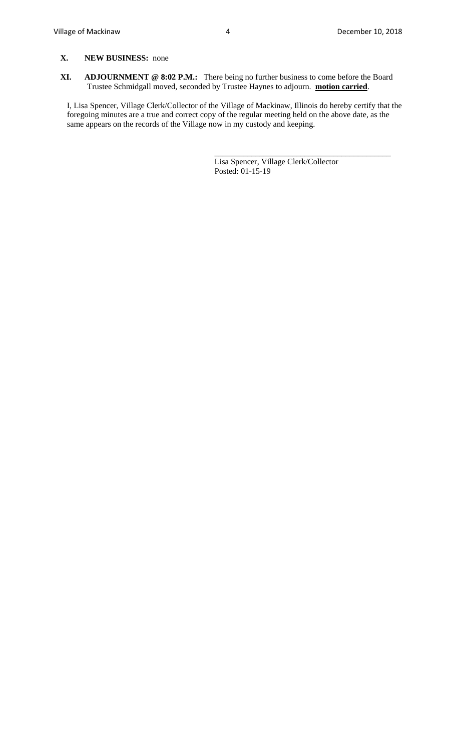**X. NEW BUSINESS:** none

**XI. ADJOURNMENT @ 8:02 P.M.:** There being no further business to come before the Board Trustee Schmidgall moved, seconded by Trustee Haynes to adjourn. **motion carried**.

I, Lisa Spencer, Village Clerk/Collector of the Village of Mackinaw, Illinois do hereby certify that the foregoing minutes are a true and correct copy of the regular meeting held on the above date, as the same appears on the records of the Village now in my custody and keeping.

\_\_\_\_\_\_\_\_\_\_\_\_\_\_\_\_\_\_\_\_\_\_\_\_\_\_\_\_\_\_\_\_\_\_\_\_\_\_\_\_\_\_

Lisa Spencer, Village Clerk/Collector

Posted: 01-15-19